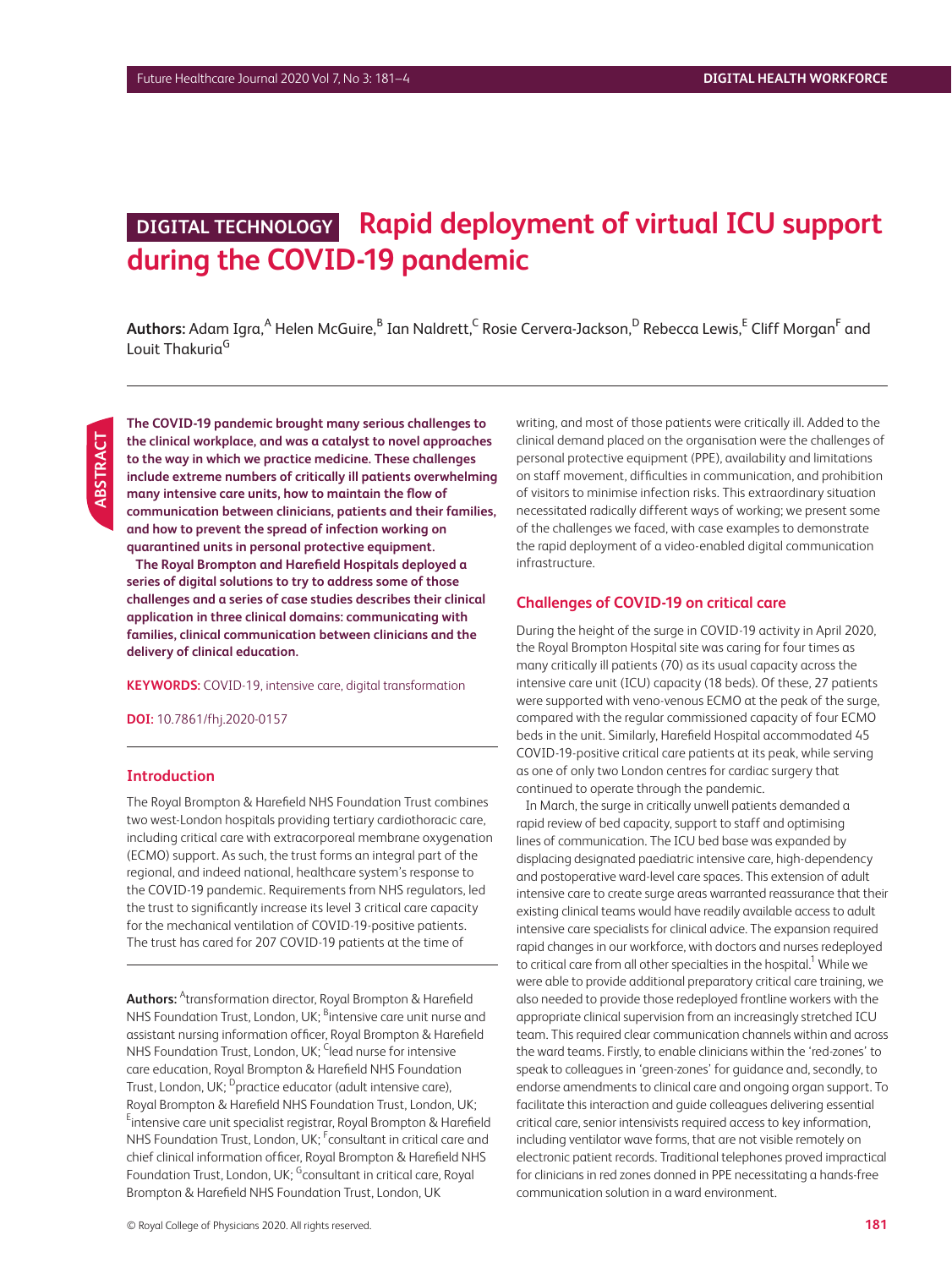# DIGITAL TECHNOLOGY Rapid deployment of virtual ICU support during the COVID-19 pandemic

**Authors:** Adam Igra,[A] Helen McGuire,[B] Ian Naldrett,[C] Rosie Cervera-Jackson,[D] Rebecca Lewis,[E] Cliff Morgan[F] and Louit Thakuria[G]

**ABSTRACT**

**The COVID-19 pandemic brought many serious challenges to the clinical workplace, and was a catalyst to novel approaches to the way in which we practice medicine. These challenges include extreme numbers of critically ill patients overwhelming many intensive care units, how to maintain the flow of communication between clinicians, patients and their families, and how to prevent the spread of infection working on quarantined units in personal protective equipment.**

**The Royal Brompton and Harefield Hospitals deployed a series of digital solutions to try to address some of those challenges and a series of case studies describes their clinical application in three clinical domains: communicating with families, clinical communication between clinicians and the delivery of clinical education.**

**KEYWORDS:** COVID-19, intensive care, digital transformation

**DOI:** 10.7861/fhj.2020-0157

**Authors:** [A]transformation director, Royal Brompton & Harefield NHS Foundation Trust, London, UK; [B]intensive care unit nurse and assistant nursing information officer, Royal Brompton & Harefield NHS Foundation Trust, London, UK; [C]lead nurse for intensive care education, Royal Brompton & Harefield NHS Foundation Trust, London, UK; [D]practice educator (adult intensive care), Royal Brompton & Harefield NHS Foundation Trust, London, UK; [E]intensive care unit specialist registrar, Royal Brompton & Harefield NHS Foundation Trust, London, UK; [F]consultant in critical care and chief clinical information officer, Royal Brompton & Harefield NHS Foundation Trust, London, UK; [G]consultant in critical care, Royal Brompton & Harefield NHS Foundation Trust, London, UK

## Introduction

The Royal Brompton & Harefield NHS Foundation Trust combines two west-London hospitals providing tertiary cardiothoracic care, including critical care with extracorporeal membrane oxygenation (ECMO) support. As such, the trust forms an integral part of the regional, and indeed national, healthcare system's response to the COVID-19 pandemic. Requirements from NHS regulators, led the trust to significantly increase its level 3 critical care capacity for the mechanical ventilation of COVID-19-positive patients. The trust has cared for 207 COVID-19 patients at the time of writing, and most of those patients were critically ill. Added to the clinical demand placed on the organisation were the challenges of personal protective equipment (PPE), availability and limitations on staff movement, difficulties in communication, and prohibition of visitors to minimise infection risks. This extraordinary situation necessitated radically different ways of working; we present some of the challenges we faced, with case examples to demonstrate the rapid deployment of a video-enabled digital communication infrastructure.

## Challenges of COVID-19 on critical care

During the height of the surge in COVID-19 activity in April 2020, the Royal Brompton Hospital site was caring for four times as many critically ill patients (70) as its usual capacity across the intensive care unit (ICU) capacity (18 beds). Of these, 27 patients were supported with veno-venous ECMO at the peak of the surge, compared with the regular commissioned capacity of four ECMO beds in the unit. Similarly, Harefield Hospital accommodated 45 COVID-19-positive critical care patients at its peak, while serving as one of only two London centres for cardiac surgery that continued to operate through the pandemic.

In March, the surge in critically unwell patients demanded a rapid review of bed capacity, support to staff and optimising lines of communication. The ICU bed base was expanded by displacing designated paediatric intensive care, high-dependency and postoperative ward-level care spaces. This extension of adult intensive care to create surge areas warranted reassurance that their existing clinical teams would have readily available access to adult intensive care specialists for clinical advice. The expansion required rapid changes in our workforce, with doctors and nurses redeployed to critical care from all other specialties in the hospital.[1] While we were able to provide additional preparatory critical care training, we also needed to provide those redeployed frontline workers with the appropriate clinical supervision from an increasingly stretched ICU team. This required clear communication channels within and across the ward teams. Firstly, to enable clinicians within the 'red-zones' to speak to colleagues in 'green-zones' for guidance and, secondly, to endorse amendments to clinical care and ongoing organ support. To facilitate this interaction and guide colleagues delivering essential critical care, senior intensivists required access to key information, including ventilator wave forms, that are not visible remotely on electronic patient records. Traditional telephones proved impractical for clinicians in red zones donned in PPE necessitating a hands-free communication solution in a ward environment.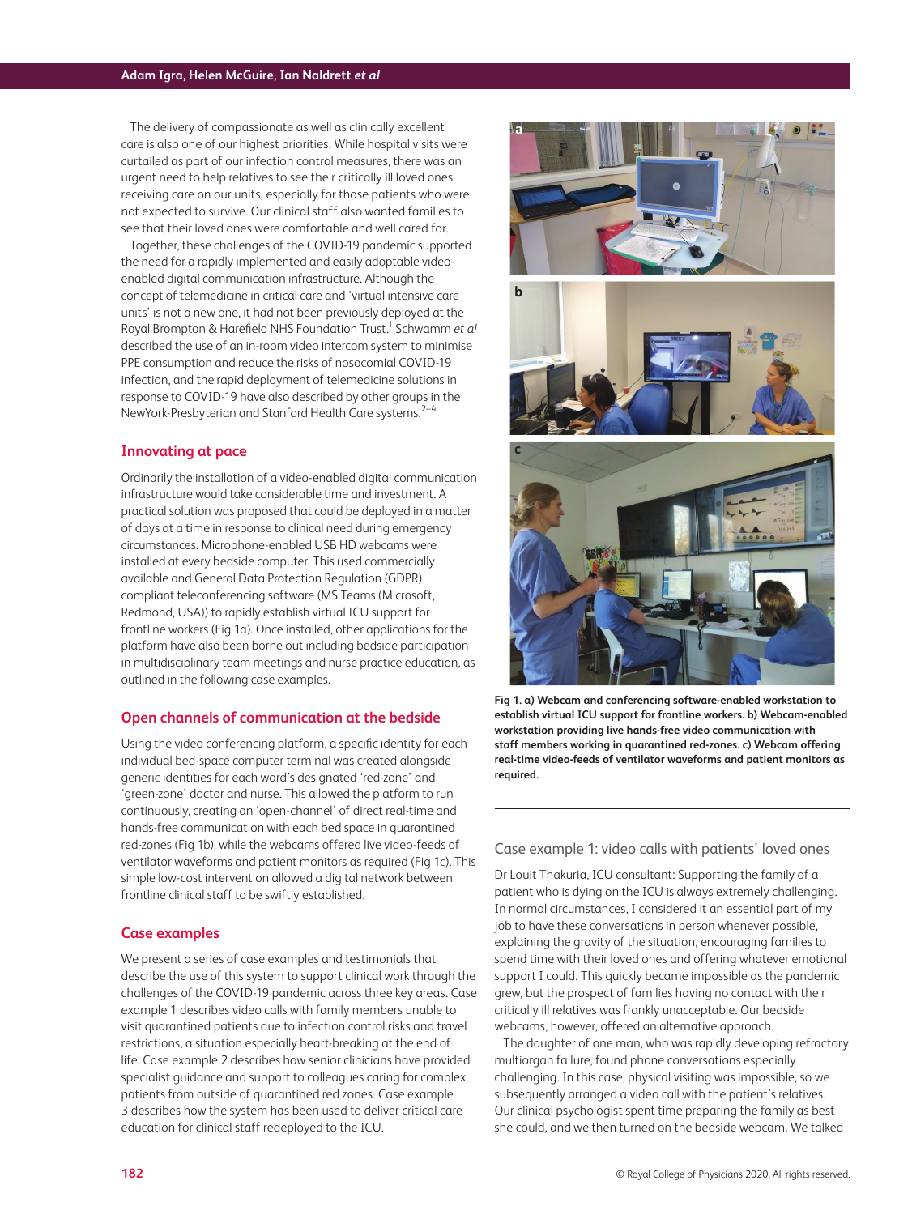The delivery of compassionate as well as clinically excellent care is also one of our highest priorities. While hospital visits were curtailed as part of our infection control measures, there was an urgent need to help relatives to see their critically ill loved ones receiving care on our units, especially for those patients who were not expected to survive. Our clinical staff also wanted families to see that their loved ones were comfortable and well cared for.

Together, these challenges of the COVID-19 pandemic supported the need for a rapidly implemented and easily adoptable video-enabled digital communication infrastructure. Although the concept of telemedicine in critical care and 'virtual intensive care units' is not a new one, it had not been previously deployed at the Royal Brompton & Harefield NHS Foundation Trust.[1] Schwamm *et al* described the use of an in-room video intercom system to minimise PPE consumption and reduce the risks of nosocomial COVID-19 infection, and the rapid deployment of telemedicine solutions in response to COVID-19 have also described by other groups in the NewYork-Presbyterian and Stanford Health Care systems.[2–4]

## Innovating at pace

Ordinarily the installation of a video-enabled digital communication infrastructure would take considerable time and investment. A practical solution was proposed that could be deployed in a matter of days at a time in response to clinical need during emergency circumstances. Microphone-enabled USB HD webcams were installed at every bedside computer. This used commercially available and General Data Protection Regulation (GDPR) compliant teleconferencing software (MS Teams (Microsoft, Redmond, USA)) to rapidly establish virtual ICU support for frontline workers (Fig 1a). Once installed, other applications for the platform have also been borne out including bedside participation in multidisciplinary team meetings and nurse practice education, as outlined in the following case examples.

## Open channels of communication at the bedside

Using the video conferencing platform, a specific identity for each individual bed-space computer terminal was created alongside generic identities for each ward's designated 'red-zone' and 'green-zone' doctor and nurse. This allowed the platform to run continuously, creating an 'open-channel' of direct real-time and hands-free communication with each bed space in quarantined red-zones (Fig 1b), while the webcams offered live video-feeds of ventilator waveforms and patient monitors as required (Fig 1c). This simple low-cost intervention allowed a digital network between frontline clinical staff to be swiftly established.

## Case examples

We present a series of case examples and testimonials that describe the use of this system to support clinical work through the challenges of the COVID-19 pandemic across three key areas. Case example 1 describes video calls with family members unable to visit quarantined patients due to infection control risks and travel restrictions, a situation especially heart-breaking at the end of life. Case example 2 describes how senior clinicians have provided specialist guidance and support to colleagues caring for complex patients from outside of quarantined red zones. Case example 3 describes how the system has been used to deliver critical care education for clinical staff redeployed to the ICU.

**Fig 1. a) Webcam and conferencing software-enabled workstation to establish virtual ICU support for frontline workers. b) Webcam-enabled workstation providing live hands-free video communication with staff members working in quarantined red-zones. c) Webcam offering real-time video-feeds of ventilator waveforms and patient monitors as required.**

### Case example 1: video calls with patients' loved ones

Dr Louit Thakuria, ICU consultant: Supporting the family of a patient who is dying on the ICU is always extremely challenging. In normal circumstances, I considered it an essential part of my job to have these conversations in person whenever possible, explaining the gravity of the situation, encouraging families to spend time with their loved ones and offering whatever emotional support I could. This quickly became impossible as the pandemic grew, but the prospect of families having no contact with their critically ill relatives was frankly unacceptable. Our bedside webcams, however, offered an alternative approach.

The daughter of one man, who was rapidly developing refractory multiorgan failure, found phone conversations especially challenging. In this case, physical visiting was impossible, so we subsequently arranged a video call with the patient's relatives. Our clinical psychologist spent time preparing the family as best she could, and we then turned on the bedside webcam. We talked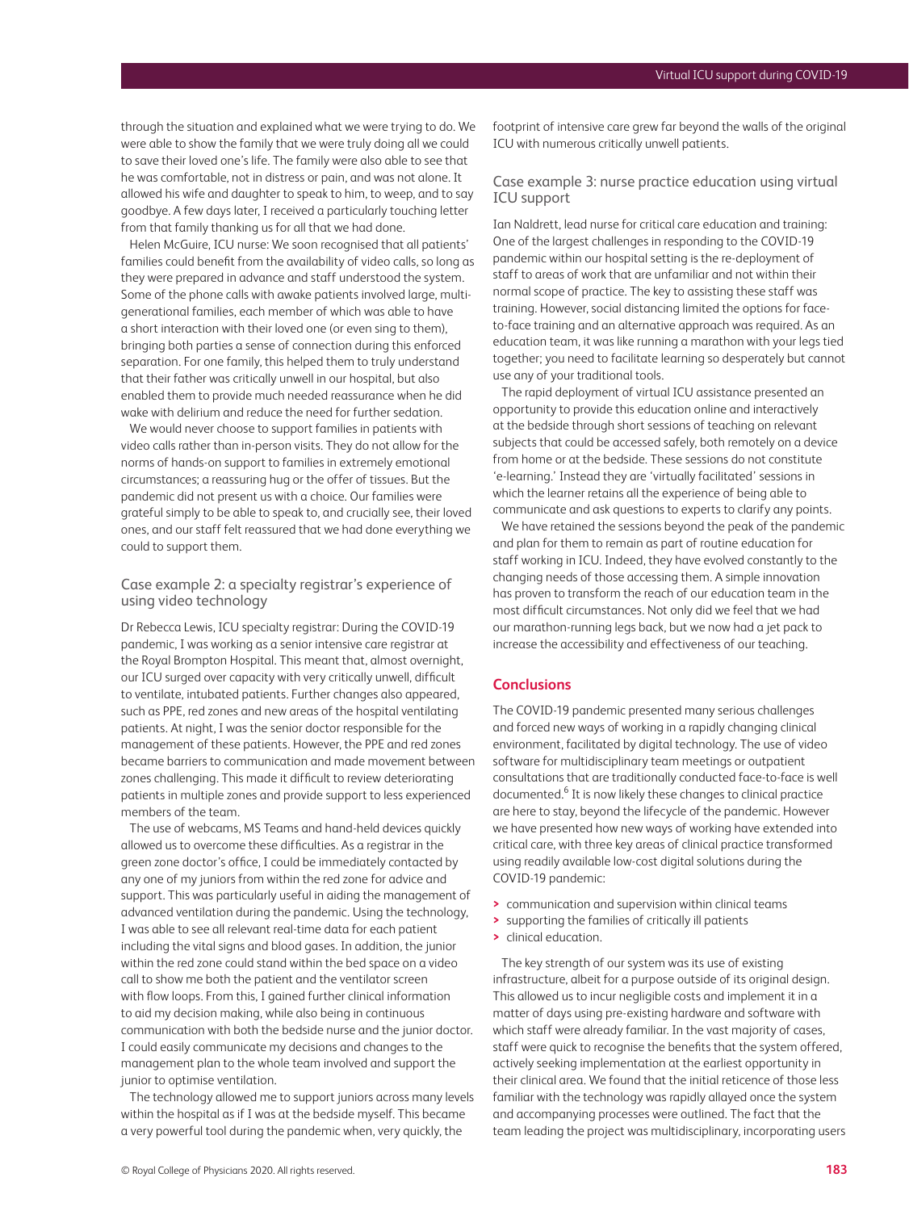through the situation and explained what we were trying to do. We were able to show the family that we were truly doing all we could to save their loved one's life. The family were also able to see that he was comfortable, not in distress or pain, and was not alone. It allowed his wife and daughter to speak to him, to weep, and to say goodbye. A few days later, I received a particularly touching letter from that family thanking us for all that we had done.

Helen McGuire, ICU nurse: We soon recognised that all patients' families could benefit from the availability of video calls, so long as they were prepared in advance and staff understood the system. Some of the phone calls with awake patients involved large, multi-generational families, each member of which was able to have a short interaction with their loved one (or even sing to them), bringing both parties a sense of connection during this enforced separation. For one family, this helped them to truly understand that their father was critically unwell in our hospital, but also enabled them to provide much needed reassurance when he did wake with delirium and reduce the need for further sedation.

We would never choose to support families in patients with video calls rather than in-person visits. They do not allow for the norms of hands-on support to families in extremely emotional circumstances; a reassuring hug or the offer of tissues. But the pandemic did not present us with a choice. Our families were grateful simply to be able to speak to, and crucially see, their loved ones, and our staff felt reassured that we had done everything we could to support them.

### Case example 2: a specialty registrar's experience of using video technology

Dr Rebecca Lewis, ICU specialty registrar: During the COVID-19 pandemic, I was working as a senior intensive care registrar at the Royal Brompton Hospital. This meant that, almost overnight, our ICU surged over capacity with very critically unwell, difficult to ventilate, intubated patients. Further changes also appeared, such as PPE, red zones and new areas of the hospital ventilating patients. At night, I was the senior doctor responsible for the management of these patients. However, the PPE and red zones became barriers to communication and made movement between zones challenging. This made it difficult to review deteriorating patients in multiple zones and provide support to less experienced members of the team.

The use of webcams, MS Teams and hand-held devices quickly allowed us to overcome these difficulties. As a registrar in the green zone doctor's office, I could be immediately contacted by any one of my juniors from within the red zone for advice and support. This was particularly useful in aiding the management of advanced ventilation during the pandemic. Using the technology, I was able to see all relevant real-time data for each patient including the vital signs and blood gases. In addition, the junior within the red zone could stand within the bed space on a video call to show me both the patient and the ventilator screen with flow loops. From this, I gained further clinical information to aid my decision making, while also being in continuous communication with both the bedside nurse and the junior doctor. I could easily communicate my decisions and changes to the management plan to the whole team involved and support the junior to optimise ventilation.

The technology allowed me to support juniors across many levels within the hospital as if I was at the bedside myself. This became a very powerful tool during the pandemic when, very quickly, the footprint of intensive care grew far beyond the walls of the original ICU with numerous critically unwell patients.

### Case example 3: nurse practice education using virtual ICU support

Ian Naldrett, lead nurse for critical care education and training: One of the largest challenges in responding to the COVID-19 pandemic within our hospital setting is the re-deployment of staff to areas of work that are unfamiliar and not within their normal scope of practice. The key to assisting these staff was training. However, social distancing limited the options for face-to-face training and an alternative approach was required. As an education team, it was like running a marathon with your legs tied together; you need to facilitate learning so desperately but cannot use any of your traditional tools.

The rapid deployment of virtual ICU assistance presented an opportunity to provide this education online and interactively at the bedside through short sessions of teaching on relevant subjects that could be accessed safely, both remotely on a device from home or at the bedside. These sessions do not constitute 'e-learning.' Instead they are 'virtually facilitated' sessions in which the learner retains all the experience of being able to communicate and ask questions to experts to clarify any points.

We have retained the sessions beyond the peak of the pandemic and plan for them to remain as part of routine education for staff working in ICU. Indeed, they have evolved constantly to the changing needs of those accessing them. A simple innovation has proven to transform the reach of our education team in the most difficult circumstances. Not only did we feel that we had our marathon-running legs back, but we now had a jet pack to increase the accessibility and effectiveness of our teaching.

## Conclusions

The COVID-19 pandemic presented many serious challenges and forced new ways of working in a rapidly changing clinical environment, facilitated by digital technology. The use of video software for multidisciplinary team meetings or outpatient consultations that are traditionally conducted face-to-face is well documented.[6] It is now likely these changes to clinical practice are here to stay, beyond the lifecycle of the pandemic. However we have presented how new ways of working have extended into critical care, with three key areas of clinical practice transformed using readily available low-cost digital solutions during the COVID-19 pandemic:

- communication and supervision within clinical teams
- supporting the families of critically ill patients
- clinical education.

The key strength of our system was its use of existing infrastructure, albeit for a purpose outside of its original design. This allowed us to incur negligible costs and implement it in a matter of days using pre-existing hardware and software with which staff were already familiar. In the vast majority of cases, staff were quick to recognise the benefits that the system offered, actively seeking implementation at the earliest opportunity in their clinical area. We found that the initial reticence of those less familiar with the technology was rapidly allayed once the system and accompanying processes were outlined. The fact that the team leading the project was multidisciplinary, incorporating users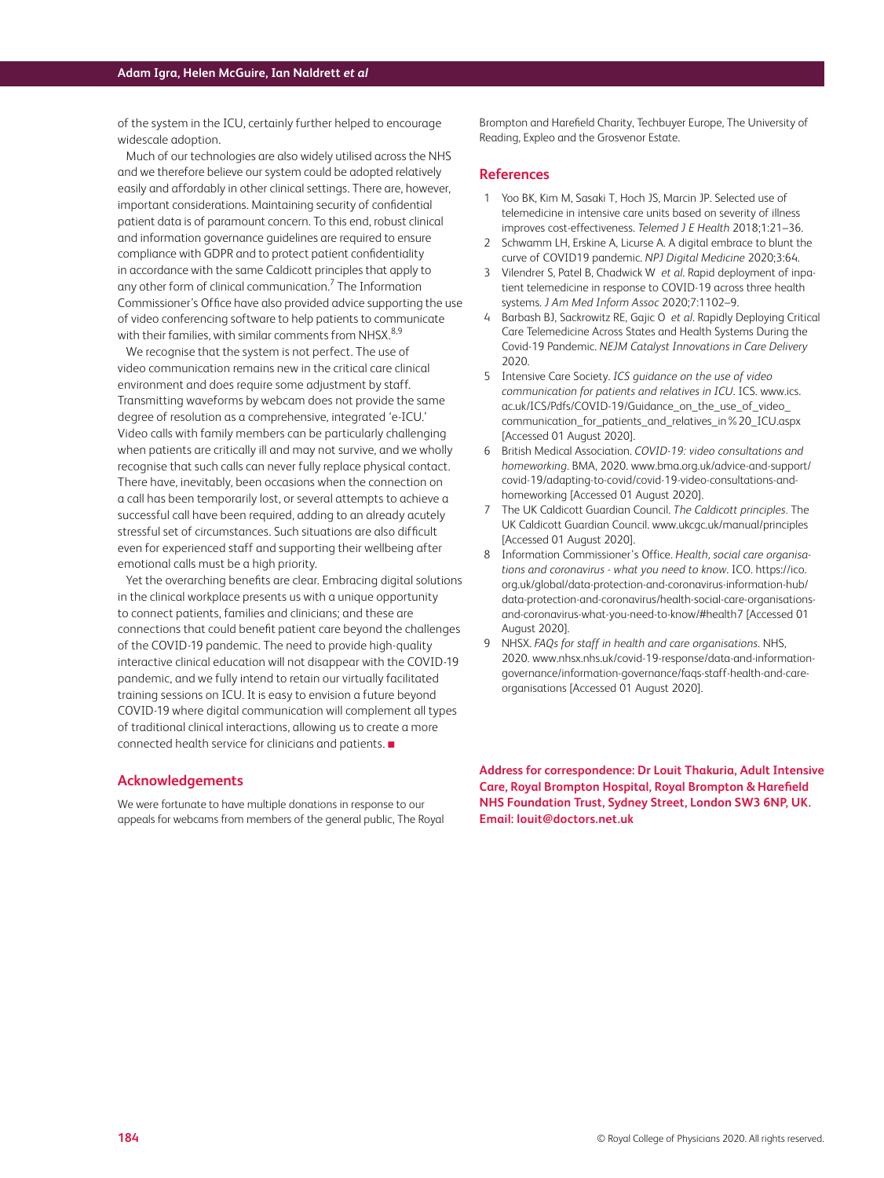of the system in the ICU, certainly further helped to encourage widescale adoption.

Much of our technologies are also widely utilised across the NHS and we therefore believe our system could be adopted relatively easily and affordably in other clinical settings. There are, however, important considerations. Maintaining security of confidential patient data is of paramount concern. To this end, robust clinical and information governance guidelines are required to ensure compliance with GDPR and to protect patient confidentiality in accordance with the same Caldicott principles that apply to any other form of clinical communication.[7] The Information Commissioner's Office have also provided advice supporting the use of video conferencing software to help patients to communicate with their families, with similar comments from NHSX.[8,9]

We recognise that the system is not perfect. The use of video communication remains new in the critical care clinical environment and does require some adjustment by staff. Transmitting waveforms by webcam does not provide the same degree of resolution as a comprehensive, integrated 'e-ICU.' Video calls with family members can be particularly challenging when patients are critically ill and may not survive, and we wholly recognise that such calls can never fully replace physical contact. There have, inevitably, been occasions when the connection on a call has been temporarily lost, or several attempts to achieve a successful call have been required, adding to an already acutely stressful set of circumstances. Such situations are also difficult even for experienced staff and supporting their wellbeing after emotional calls must be a high priority.

Yet the overarching benefits are clear. Embracing digital solutions in the clinical workplace presents us with a unique opportunity to connect patients, families and clinicians; and these are connections that could benefit patient care beyond the challenges of the COVID-19 pandemic. The need to provide high-quality interactive clinical education will not disappear with the COVID-19 pandemic, and we fully intend to retain our virtually facilitated training sessions on ICU. It is easy to envision a future beyond COVID-19 where digital communication will complement all types of traditional clinical interactions, allowing us to create a more connected health service for clinicians and patients. ■

## Acknowledgements

We were fortunate to have multiple donations in response to our appeals for webcams from members of the general public, The Royal Brompton and Harefield Charity, Techbuyer Europe, The University of Reading, Expleo and the Grosvenor Estate.

## References

1. Yoo BK, Kim M, Sasaki T, Hoch JS, Marcin JP. Selected use of telemedicine in intensive care units based on severity of illness improves cost-effectiveness. *Telemed J E Health* 2018;1:21–36.
2. Schwamm LH, Erskine A, Licurse A. A digital embrace to blunt the curve of COVID19 pandemic. *NPJ Digital Medicine* 2020;3:64.
3. Vilendrer S, Patel B, Chadwick W *et al*. Rapid deployment of inpatient telemedicine in response to COVID-19 across three health systems. *J Am Med Inform Assoc* 2020;7:1102–9.
4. Barbash BJ, Sackrowitz RE, Gajic O *et al*. Rapidly Deploying Critical Care Telemedicine Across States and Health Systems During the Covid-19 Pandemic. *NEJM Catalyst Innovations in Care Delivery* 2020.
5. Intensive Care Society. *ICS guidance on the use of video communication for patients and relatives in ICU*. ICS. www.ics.ac.uk/ICS/Pdfs/COVID-19/Guidance_on_the_use_of_video_communication_for_patients_and_relatives_in%20_ICU.aspx [Accessed 01 August 2020].
6. British Medical Association. *COVID-19: video consultations and homeworking*. BMA, 2020. www.bma.org.uk/advice-and-support/covid-19/adapting-to-covid/covid-19-video-consultations-and-homeworking [Accessed 01 August 2020].
7. The UK Caldicott Guardian Council. *The Caldicott principles*. The UK Caldicott Guardian Council. www.ukcgc.uk/manual/principles [Accessed 01 August 2020].
8. Information Commissioner's Office. *Health, social care organisations and coronavirus - what you need to know*. ICO. https://ico.org.uk/global/data-protection-and-coronavirus-information-hub/data-protection-and-coronavirus/health-social-care-organisations-and-coronavirus-what-you-need-to-know/#health7 [Accessed 01 August 2020].
9. NHSX. *FAQs for staff in health and care organisations*. NHS, 2020. www.nhsx.nhs.uk/covid-19-response/data-and-information-governance/information-governance/faqs-staff-health-and-care-organisations [Accessed 01 August 2020].

**Address for correspondence: Dr Louit Thakuria, Adult Intensive Care, Royal Brompton Hospital, Royal Brompton & Harefield NHS Foundation Trust, Sydney Street, London SW3 6NP, UK. Email: louit@doctors.net.uk**